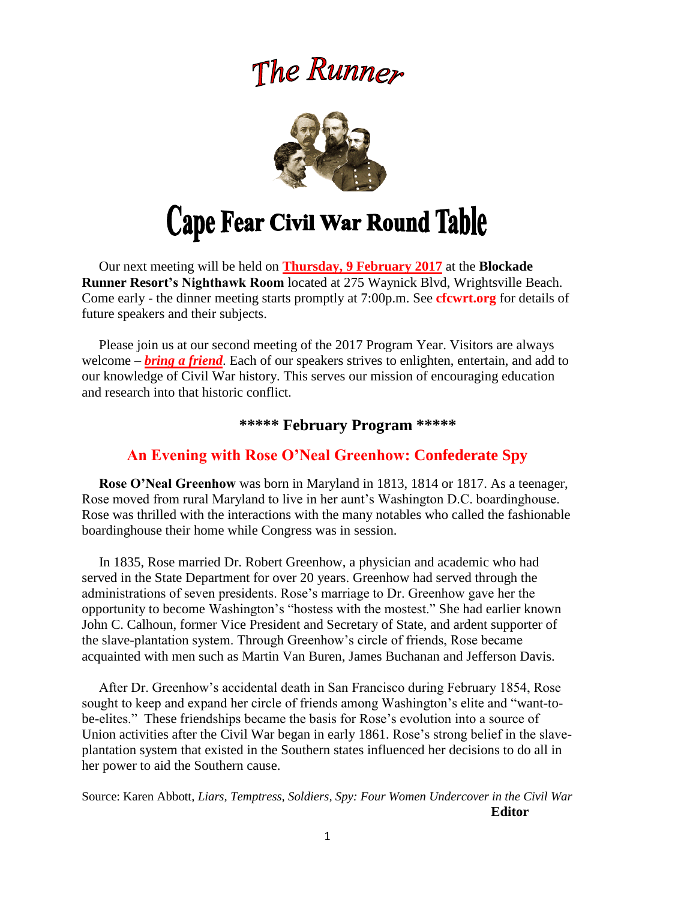# The Runner

# Cape Fear Civil War Round Table

Our next meeting will be held on **Thursday, 9 February 2017** at the **Blockade Runner Resort's Nighthawk Room** located at 275 Waynick Blvd, Wrightsville Beach. Come early - the dinner meeting starts promptly at 7:00p.m. See **cfcwrt.org** for details of future speakers and their subjects.

Please join us at our second meeting of the 2017 Program Year. Visitors are always welcome – ***bring a friend***. Each of our speakers strives to enlighten, entertain, and add to our knowledge of Civil War history. This serves our mission of encouraging education and research into that historic conflict.

### ***** February Program *****

## An Evening with Rose O'Neal Greenhow: Confederate Spy

**Rose O'Neal Greenhow** was born in Maryland in 1813, 1814 or 1817. As a teenager, Rose moved from rural Maryland to live in her aunt's Washington D.C. boardinghouse. Rose was thrilled with the interactions with the many notables who called the fashionable boardinghouse their home while Congress was in session.

In 1835, Rose married Dr. Robert Greenhow, a physician and academic who had served in the State Department for over 20 years. Greenhow had served through the administrations of seven presidents. Rose's marriage to Dr. Greenhow gave her the opportunity to become Washington's "hostess with the mostest." She had earlier known John C. Calhoun, former Vice President and Secretary of State, and ardent supporter of the slave-plantation system. Through Greenhow's circle of friends, Rose became acquainted with men such as Martin Van Buren, James Buchanan and Jefferson Davis.

After Dr. Greenhow's accidental death in San Francisco during February 1854, Rose sought to keep and expand her circle of friends among Washington's elite and "want-to-be-elites." These friendships became the basis for Rose's evolution into a source of Union activities after the Civil War began in early 1861. Rose's strong belief in the slave-plantation system that existed in the Southern states influenced her decisions to do all in her power to aid the Southern cause.

Source: Karen Abbott, *Liars, Temptress, Soldiers, Spy: Four Women Undercover in the Civil War*

**Editor**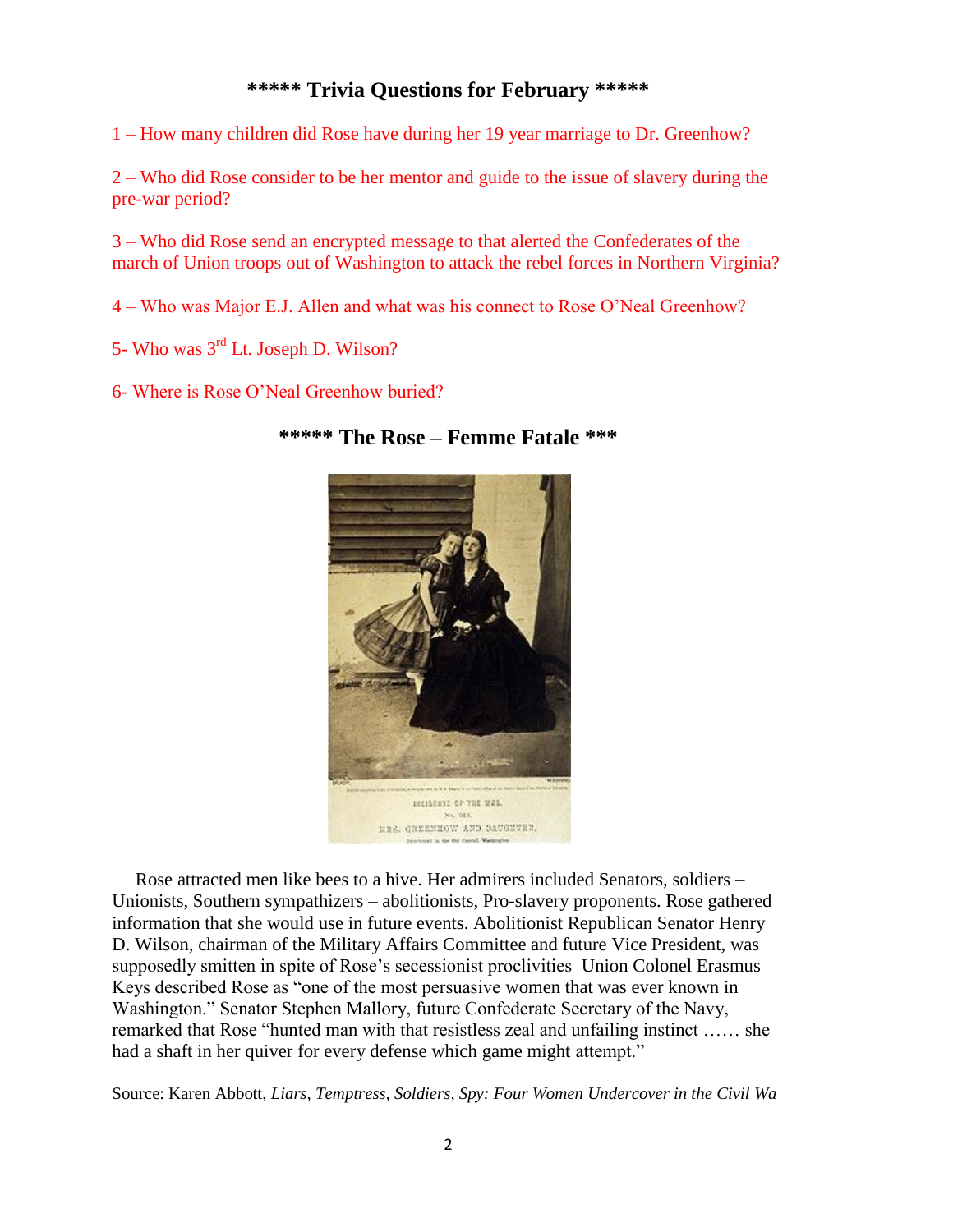## ***** Trivia Questions for February *****

1 – How many children did Rose have during her 19 year marriage to Dr. Greenhow?

2 – Who did Rose consider to be her mentor and guide to the issue of slavery during the pre-war period?

3 – Who did Rose send an encrypted message to that alerted the Confederates of the march of Union troops out of Washington to attack the rebel forces in Northern Virginia?

4 – Who was Major E.J. Allen and what was his connect to Rose O'Neal Greenhow?

5- Who was 3rd Lt. Joseph D. Wilson?

6- Where is Rose O'Neal Greenhow buried?

## ***** The Rose – Femme Fatale ***

INCIDENTS OF THE WAR.

No. 018.

MRS. GREENHOW AND DAUGHTER.

Imprisoned in the Old Capitol, Washington.

Rose attracted men like bees to a hive. Her admirers included Senators, soldiers – Unionists, Southern sympathizers – abolitionists, Pro-slavery proponents. Rose gathered information that she would use in future events. Abolitionist Republican Senator Henry D. Wilson, chairman of the Military Affairs Committee and future Vice President, was supposedly smitten in spite of Rose's secessionist proclivities Union Colonel Erasmus Keys described Rose as "one of the most persuasive women that was ever known in Washington." Senator Stephen Mallory, future Confederate Secretary of the Navy, remarked that Rose "hunted man with that resistless zeal and unfailing instinct …… she had a shaft in her quiver for every defense which game might attempt."

Source: Karen Abbott, *Liars, Temptress, Soldiers, Spy: Four Women Undercover in the Civil Wa*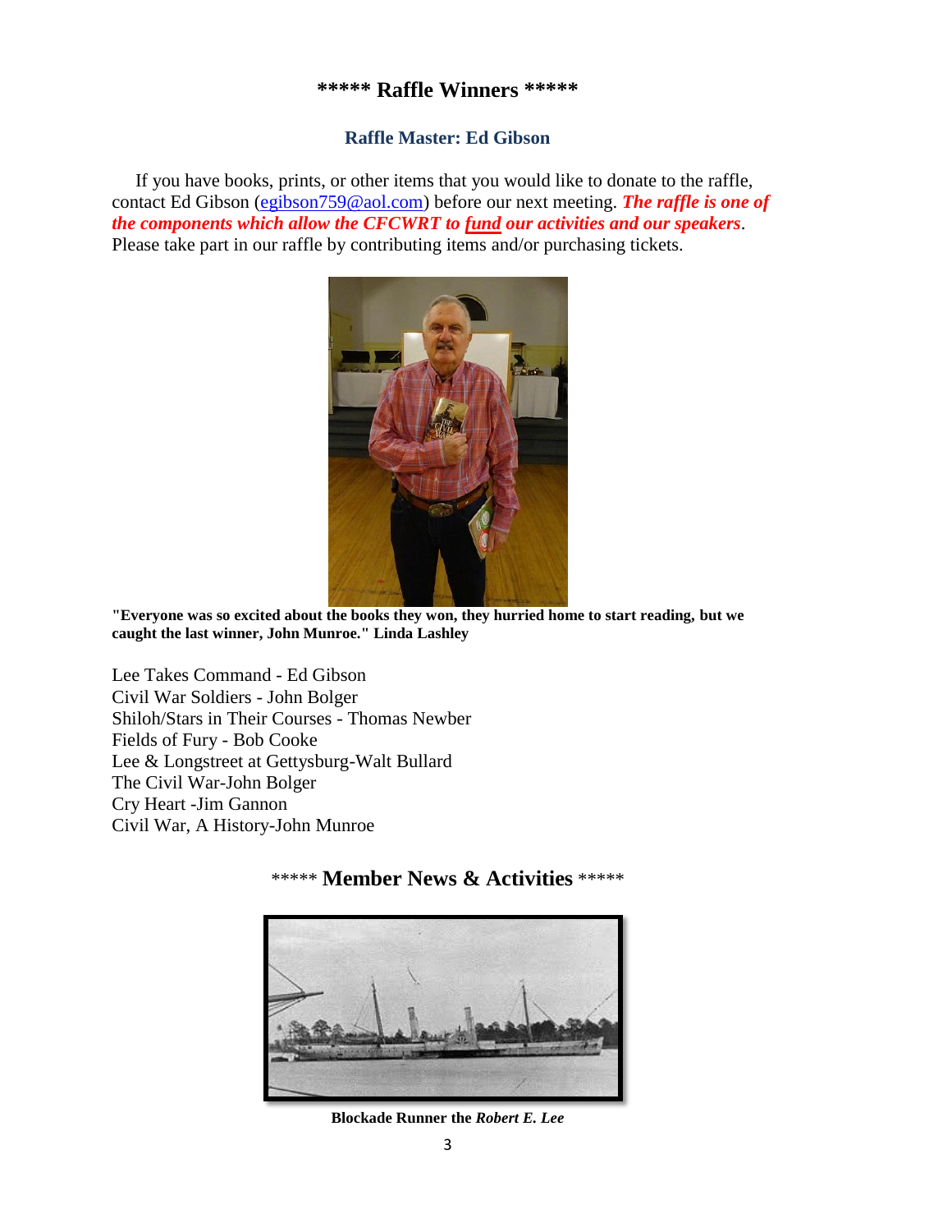## \*\*\*\*\* Raffle Winners \*\*\*\*\*

### Raffle Master: Ed Gibson

If you have books, prints, or other items that you would like to donate to the raffle, contact Ed Gibson (egibson759@aol.com) before our next meeting. ***The raffle is one of the components which allow the CFCWRT to fund our activities and our speakers***. Please take part in our raffle by contributing items and/or purchasing tickets.

**"Everyone was so excited about the books they won, they hurried home to start reading, but we caught the last winner, John Munroe." Linda Lashley**

Lee Takes Command - Ed Gibson
Civil War Soldiers - John Bolger
Shiloh/Stars in Their Courses - Thomas Newber
Fields of Fury - Bob Cooke
Lee & Longstreet at Gettysburg-Walt Bullard
The Civil War-John Bolger
Cry Heart -Jim Gannon
Civil War, A History-John Munroe

## \*\*\*\*\* Member News & Activities \*\*\*\*\*

**Blockade Runner the *Robert E. Lee***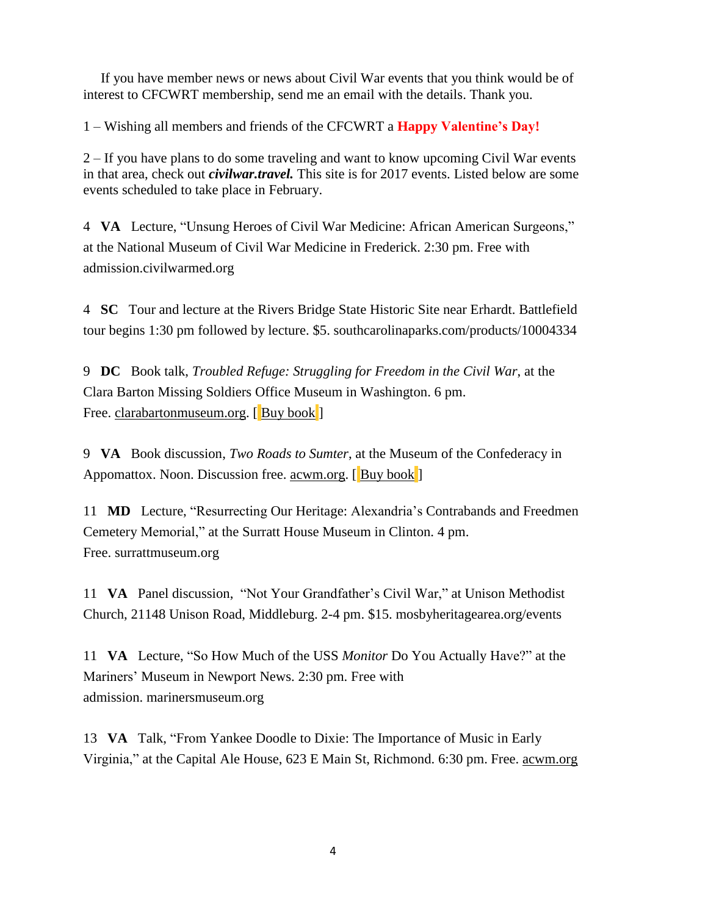If you have member news or news about Civil War events that you think would be of interest to CFCWRT membership, send me an email with the details. Thank you.

1 – Wishing all members and friends of the CFCWRT a **Happy Valentine's Day!**

2 – If you have plans to do some traveling and want to know upcoming Civil War events in that area, check out ***civilwar.travel.*** This site is for 2017 events. Listed below are some events scheduled to take place in February.

4 **VA** Lecture, "Unsung Heroes of Civil War Medicine: African American Surgeons," at the National Museum of Civil War Medicine in Frederick. 2:30 pm. Free with admission.civilwarmed.org

4 **SC** Tour and lecture at the Rivers Bridge State Historic Site near Erhardt. Battlefield tour begins 1:30 pm followed by lecture. $5. southcarolinaparks.com/products/10004334

9 **DC** Book talk, *Troubled Refuge: Struggling for Freedom in the Civil War*, at the Clara Barton Missing Soldiers Office Museum in Washington. 6 pm. Free. clarabartonmuseum.org. [ Buy book ]

9 **VA** Book discussion, *Two Roads to Sumter*, at the Museum of the Confederacy in Appomattox. Noon. Discussion free. acwm.org. [ Buy book ]

11 **MD** Lecture, "Resurrecting Our Heritage: Alexandria's Contrabands and Freedmen Cemetery Memorial," at the Surratt House Museum in Clinton. 4 pm. Free. surrattmuseum.org

11 **VA** Panel discussion, "Not Your Grandfather's Civil War," at Unison Methodist Church, 21148 Unison Road, Middleburg. 2-4 pm. $15. mosbyheritagearea.org/events

11 **VA** Lecture, "So How Much of the USS *Monitor* Do You Actually Have?" at the Mariners' Museum in Newport News. 2:30 pm. Free with admission. marinersmuseum.org

13 **VA** Talk, "From Yankee Doodle to Dixie: The Importance of Music in Early Virginia," at the Capital Ale House, 623 E Main St, Richmond. 6:30 pm. Free. acwm.org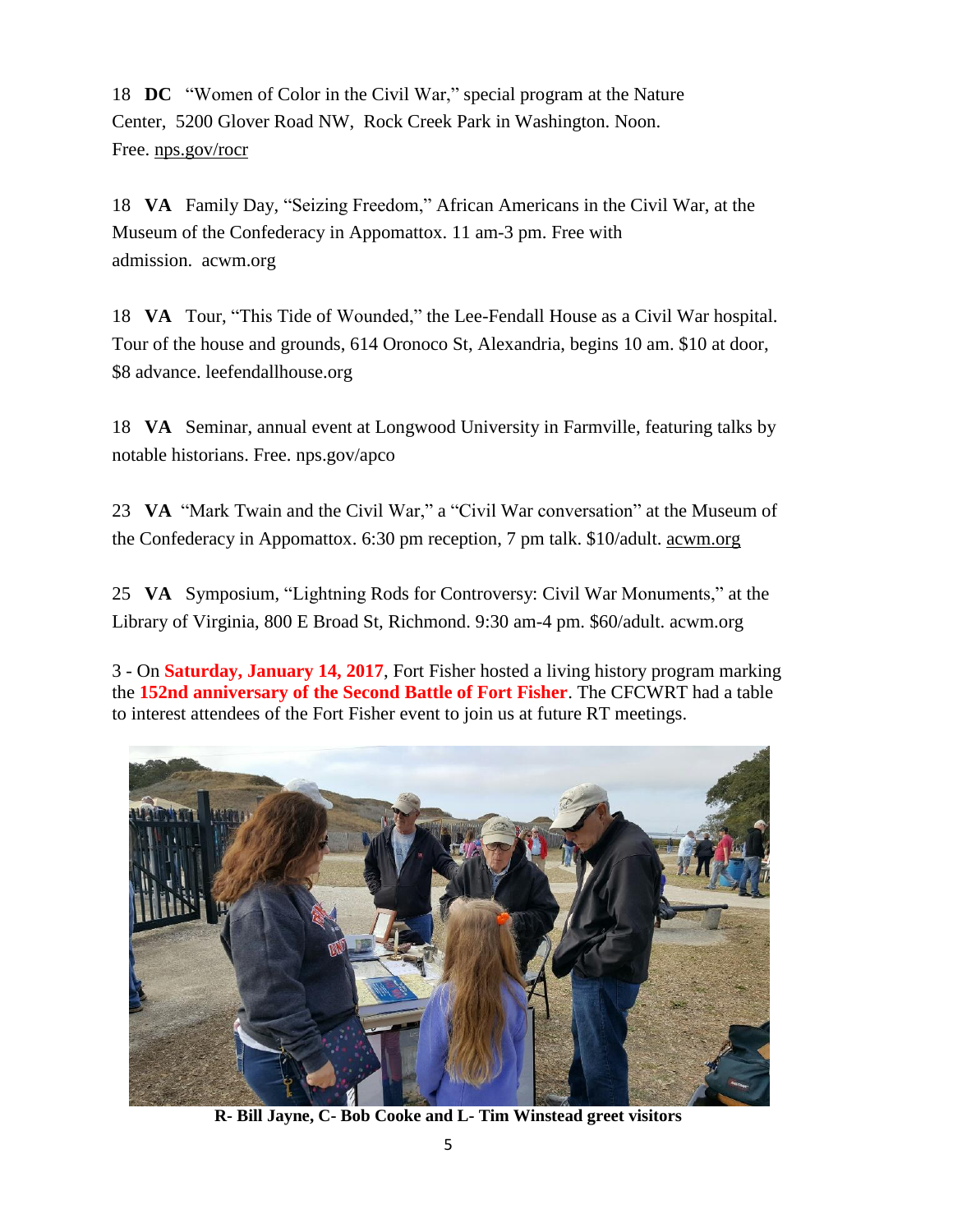18 **DC** "Women of Color in the Civil War," special program at the Nature Center, 5200 Glover Road NW, Rock Creek Park in Washington. Noon. Free. nps.gov/rocr

18 **VA** Family Day, "Seizing Freedom," African Americans in the Civil War, at the Museum of the Confederacy in Appomattox. 11 am-3 pm. Free with admission. acwm.org

18 **VA** Tour, "This Tide of Wounded," the Lee-Fendall House as a Civil War hospital. Tour of the house and grounds, 614 Oronoco St, Alexandria, begins 10 am. $10 at door, $8 advance. leefendallhouse.org

18 **VA** Seminar, annual event at Longwood University in Farmville, featuring talks by notable historians. Free. nps.gov/apco

23 **VA** "Mark Twain and the Civil War," a "Civil War conversation" at the Museum of the Confederacy in Appomattox. 6:30 pm reception, 7 pm talk. $10/adult. acwm.org

25 **VA** Symposium, "Lightning Rods for Controversy: Civil War Monuments," at the Library of Virginia, 800 E Broad St, Richmond. 9:30 am-4 pm. $60/adult. acwm.org

3 - On **Saturday, January 14, 2017**, Fort Fisher hosted a living history program marking the **152nd anniversary of the Second Battle of Fort Fisher**. The CFCWRT had a table to interest attendees of the Fort Fisher event to join us at future RT meetings.

**R- Bill Jayne, C- Bob Cooke and L- Tim Winstead greet visitors**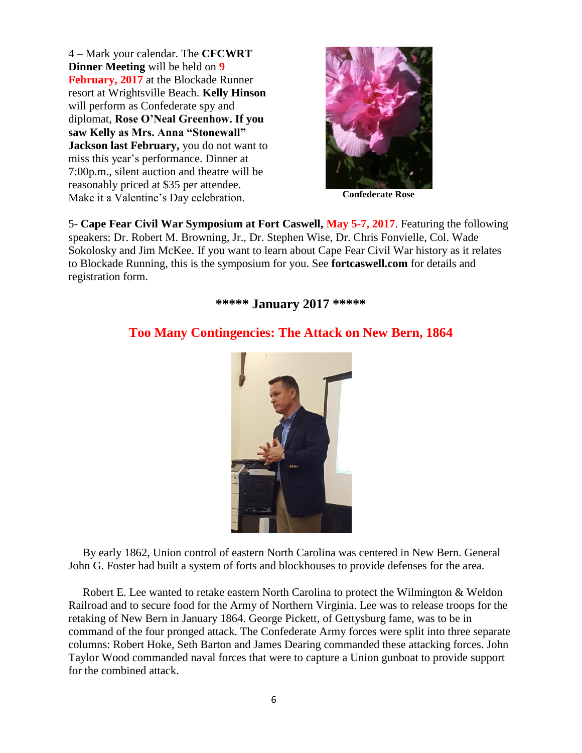4 – Mark your calendar. The **CFCWRT Dinner Meeting** will be held on **9 February, 2017** at the Blockade Runner resort at Wrightsville Beach. **Kelly Hinson** will perform as Confederate spy and diplomat, **Rose O'Neal Greenhow. If you saw Kelly as Mrs. Anna "Stonewall" Jackson last February,** you do not want to miss this year's performance. Dinner at 7:00p.m., silent auction and theatre will be reasonably priced at $35 per attendee. Make it a Valentine's Day celebration.

**Confederate Rose**

5- **Cape Fear Civil War Symposium at Fort Caswell, May 5-7, 2017**. Featuring the following speakers: Dr. Robert M. Browning, Jr., Dr. Stephen Wise, Dr. Chris Fonvielle, Col. Wade Sokolosky and Jim McKee. If you want to learn about Cape Fear Civil War history as it relates to Blockade Running, this is the symposium for you. See **fortcaswell.com** for details and registration form.

**\*\*\*\*\* January 2017 \*\*\*\*\***

## Too Many Contingencies: The Attack on New Bern, 1864

By early 1862, Union control of eastern North Carolina was centered in New Bern. General John G. Foster had built a system of forts and blockhouses to provide defenses for the area.

Robert E. Lee wanted to retake eastern North Carolina to protect the Wilmington & Weldon Railroad and to secure food for the Army of Northern Virginia. Lee was to release troops for the retaking of New Bern in January 1864. George Pickett, of Gettysburg fame, was to be in command of the four pronged attack. The Confederate Army forces were split into three separate columns: Robert Hoke, Seth Barton and James Dearing commanded these attacking forces. John Taylor Wood commanded naval forces that were to capture a Union gunboat to provide support for the combined attack.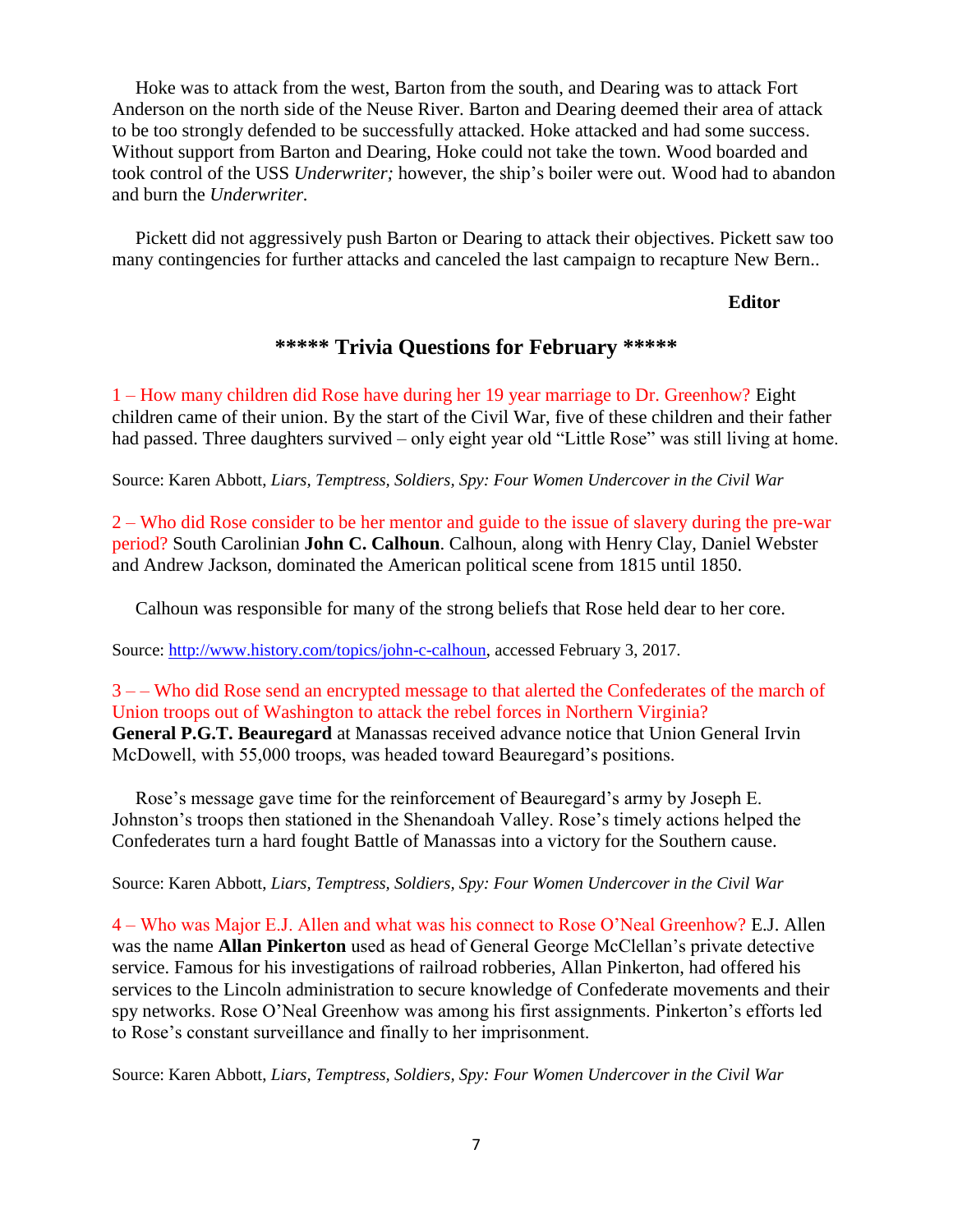Hoke was to attack from the west, Barton from the south, and Dearing was to attack Fort Anderson on the north side of the Neuse River. Barton and Dearing deemed their area of attack to be too strongly defended to be successfully attacked. Hoke attacked and had some success. Without support from Barton and Dearing, Hoke could not take the town. Wood boarded and took control of the USS *Underwriter;* however, the ship's boiler were out. Wood had to abandon and burn the *Underwriter.*

Pickett did not aggressively push Barton or Dearing to attack their objectives. Pickett saw too many contingencies for further attacks and canceled the last campaign to recapture New Bern..

**Editor**

## ***** Trivia Questions for February *****

1 – How many children did Rose have during her 19 year marriage to Dr. Greenhow? Eight children came of their union. By the start of the Civil War, five of these children and their father had passed. Three daughters survived – only eight year old "Little Rose" was still living at home.

Source: Karen Abbott, *Liars, Temptress, Soldiers, Spy: Four Women Undercover in the Civil War*

2 – Who did Rose consider to be her mentor and guide to the issue of slavery during the pre-war period? South Carolinian **John C. Calhoun**. Calhoun, along with Henry Clay, Daniel Webster and Andrew Jackson, dominated the American political scene from 1815 until 1850.

Calhoun was responsible for many of the strong beliefs that Rose held dear to her core.

Source: http://www.history.com/topics/john-c-calhoun, accessed February 3, 2017.

3 – – Who did Rose send an encrypted message to that alerted the Confederates of the march of Union troops out of Washington to attack the rebel forces in Northern Virginia? **General P.G.T. Beauregard** at Manassas received advance notice that Union General Irvin McDowell, with 55,000 troops, was headed toward Beauregard's positions.

Rose's message gave time for the reinforcement of Beauregard's army by Joseph E. Johnston's troops then stationed in the Shenandoah Valley. Rose's timely actions helped the Confederates turn a hard fought Battle of Manassas into a victory for the Southern cause.

Source: Karen Abbott, *Liars, Temptress, Soldiers, Spy: Four Women Undercover in the Civil War*

4 – Who was Major E.J. Allen and what was his connect to Rose O'Neal Greenhow? E.J. Allen was the name **Allan Pinkerton** used as head of General George McClellan's private detective service. Famous for his investigations of railroad robberies, Allan Pinkerton, had offered his services to the Lincoln administration to secure knowledge of Confederate movements and their spy networks. Rose O'Neal Greenhow was among his first assignments. Pinkerton's efforts led to Rose's constant surveillance and finally to her imprisonment.

Source: Karen Abbott, *Liars, Temptress, Soldiers, Spy: Four Women Undercover in the Civil War*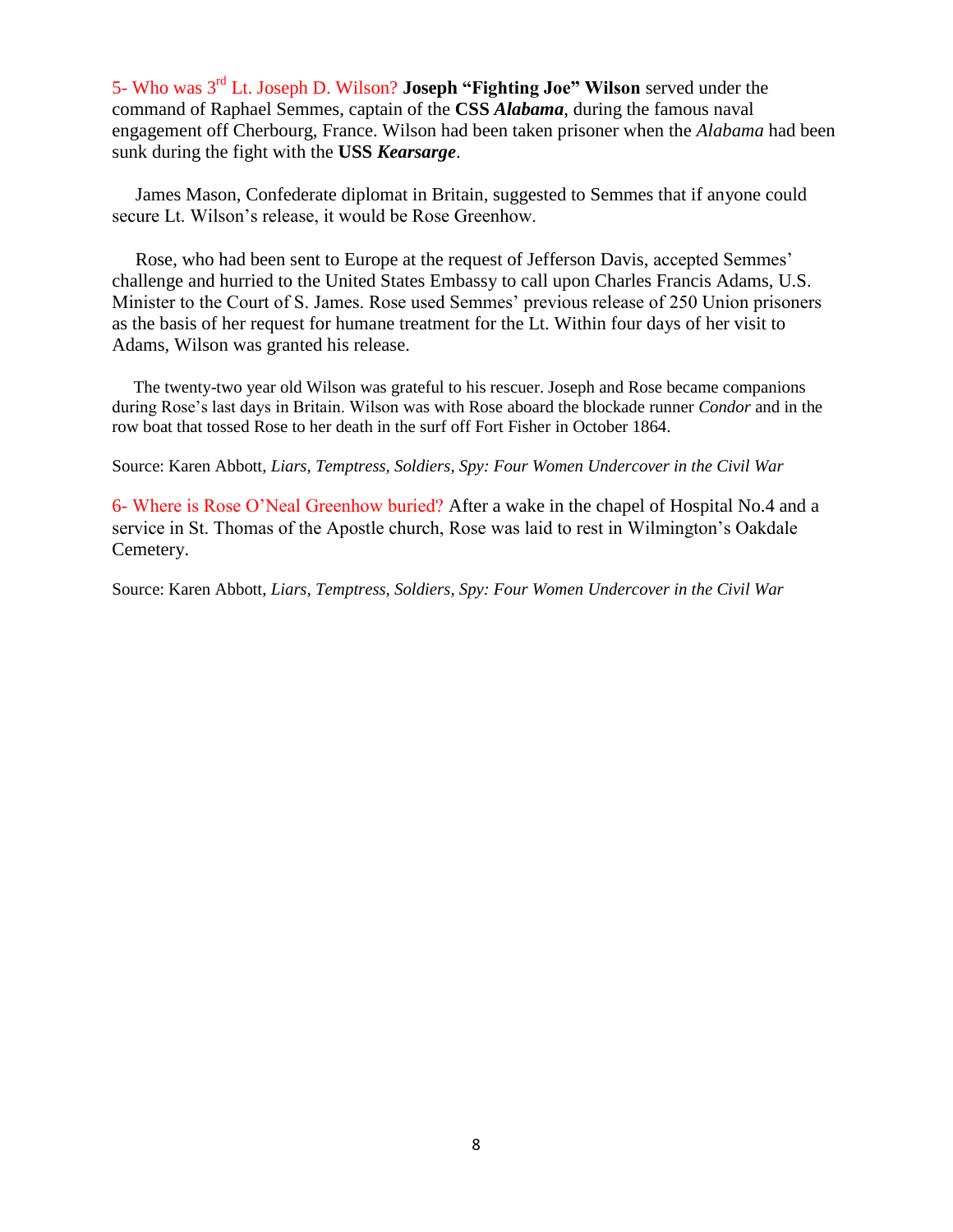5- Who was 3rd Lt. Joseph D. Wilson? **Joseph "Fighting Joe" Wilson** served under the command of Raphael Semmes, captain of the **CSS *Alabama***, during the famous naval engagement off Cherbourg, France. Wilson had been taken prisoner when the *Alabama* had been sunk during the fight with the **USS *Kearsarge***.

James Mason, Confederate diplomat in Britain, suggested to Semmes that if anyone could secure Lt. Wilson's release, it would be Rose Greenhow.

Rose, who had been sent to Europe at the request of Jefferson Davis, accepted Semmes' challenge and hurried to the United States Embassy to call upon Charles Francis Adams, U.S. Minister to the Court of S. James. Rose used Semmes' previous release of 250 Union prisoners as the basis of her request for humane treatment for the Lt. Within four days of her visit to Adams, Wilson was granted his release.

The twenty-two year old Wilson was grateful to his rescuer. Joseph and Rose became companions during Rose's last days in Britain. Wilson was with Rose aboard the blockade runner *Condor* and in the row boat that tossed Rose to her death in the surf off Fort Fisher in October 1864.

Source: Karen Abbott, *Liars, Temptress, Soldiers, Spy: Four Women Undercover in the Civil War*

6- Where is Rose O'Neal Greenhow buried? After a wake in the chapel of Hospital No.4 and a service in St. Thomas of the Apostle church, Rose was laid to rest in Wilmington's Oakdale Cemetery.

Source: Karen Abbott, *Liars, Temptress, Soldiers, Spy: Four Women Undercover in the Civil War*